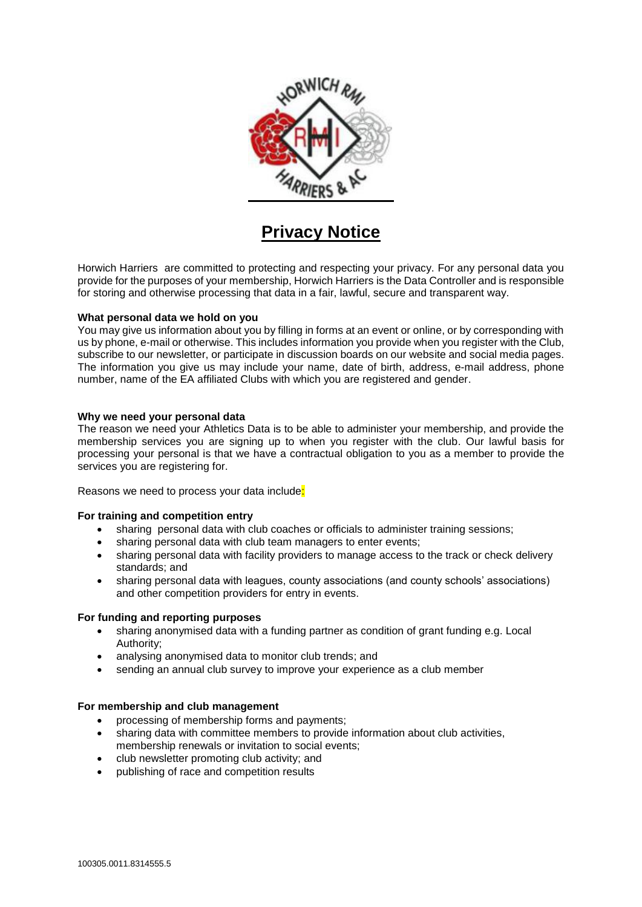# Privacy Notice

Horwich Harriers are committed to protecting and respecting your privacy. For any personal data you provide for the purposes of your membership, Horwich Harriers is the Data Controller and is responsible for storing and otherwise processing that data in a fair, lawful, secure and transparent way.

**What personal data we hold on you**

You may give us information about you by filling in forms at an event or online, or by corresponding with us by phone, e-mail or otherwise. This includes information you provide when you register with the Club, subscribe to our newsletter, or participate in discussion boards on our website and social media pages. The information you give us may include your name, date of birth, address, e-mail address, phone number, name of the EA affiliated Clubs with which you are registered and gender.

**Why we need your personal data**

The reason we need your Athletics Data is to be able to administer your membership, and provide the membership services you are signing up to when you register with the club. Our lawful basis for processing your personal is that we have a contractual obligation to you as a member to provide the services you are registering for.

Reasons we need to process your data include:

**For training and competition entry**

- sharing personal data with club coaches or officials to administer training sessions;
- sharing personal data with club team managers to enter events;
- sharing personal data with facility providers to manage access to the track or check delivery standards; and
- sharing personal data with leagues, county associations (and county schools' associations) and other competition providers for entry in events.

**For funding and reporting purposes**

- sharing anonymised data with a funding partner as condition of grant funding e.g. Local Authority;
- analysing anonymised data to monitor club trends; and
- sending an annual club survey to improve your experience as a club member

**For membership and club management**

- processing of membership forms and payments;
- sharing data with committee members to provide information about club activities, membership renewals or invitation to social events;
- club newsletter promoting club activity; and
- publishing of race and competition results

100305.0011.8314555.5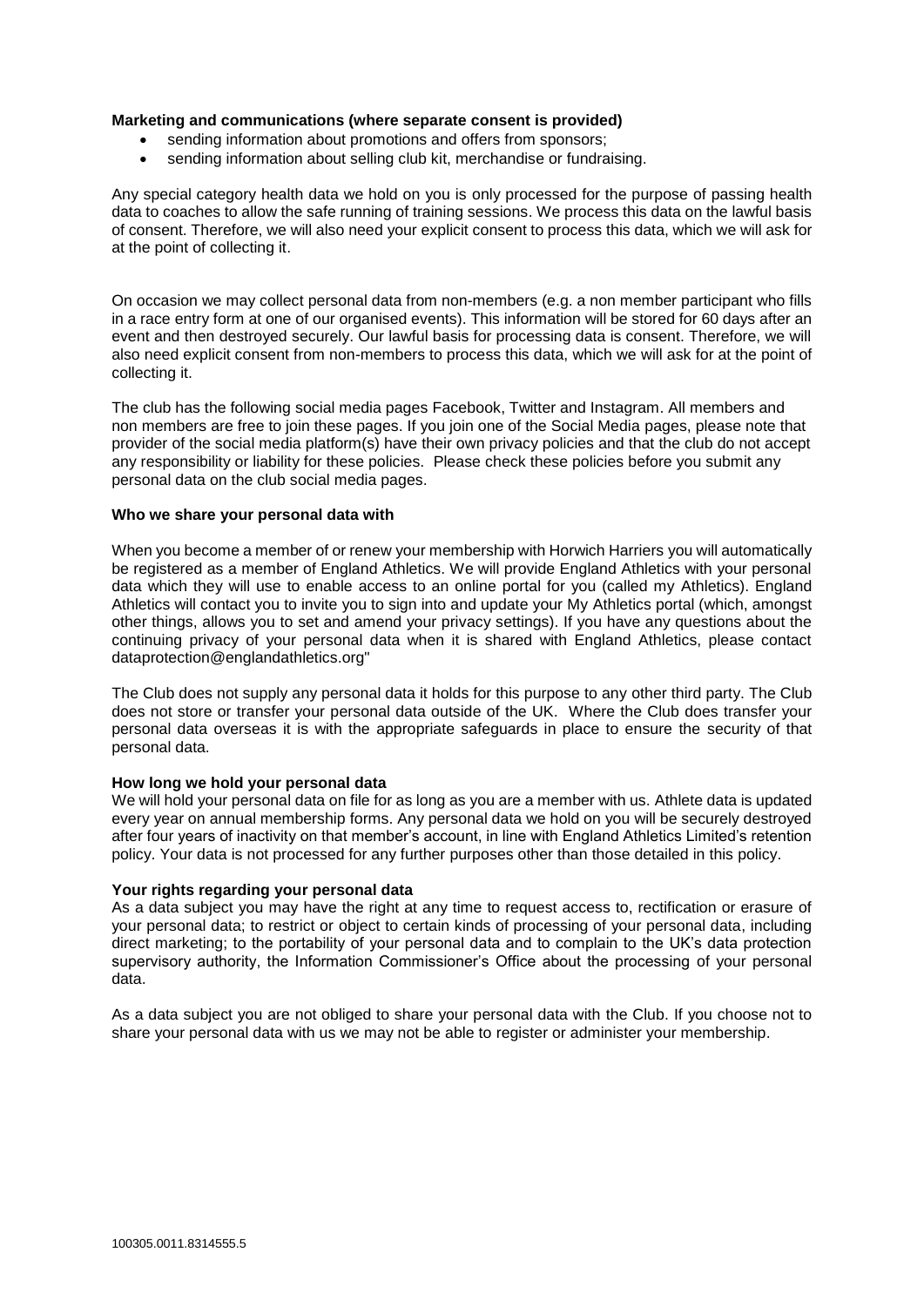**Marketing and communications (where separate consent is provided)**

- sending information about promotions and offers from sponsors;
- sending information about selling club kit, merchandise or fundraising.

Any special category health data we hold on you is only processed for the purpose of passing health data to coaches to allow the safe running of training sessions. We process this data on the lawful basis of consent. Therefore, we will also need your explicit consent to process this data, which we will ask for at the point of collecting it.

On occasion we may collect personal data from non-members (e.g. a non member participant who fills in a race entry form at one of our organised events). This information will be stored for 60 days after an event and then destroyed securely. Our lawful basis for processing data is consent. Therefore, we will also need explicit consent from non-members to process this data, which we will ask for at the point of collecting it.

The club has the following social media pages Facebook, Twitter and Instagram. All members and non members are free to join these pages. If you join one of the Social Media pages, please note that provider of the social media platform(s) have their own privacy policies and that the club do not accept any responsibility or liability for these policies. Please check these policies before you submit any personal data on the club social media pages.

**Who we share your personal data with**

When you become a member of or renew your membership with Horwich Harriers you will automatically be registered as a member of England Athletics. We will provide England Athletics with your personal data which they will use to enable access to an online portal for you (called my Athletics). England Athletics will contact you to invite you to sign into and update your My Athletics portal (which, amongst other things, allows you to set and amend your privacy settings). If you have any questions about the continuing privacy of your personal data when it is shared with England Athletics, please contact dataprotection@englandathletics.org"

The Club does not supply any personal data it holds for this purpose to any other third party. The Club does not store or transfer your personal data outside of the UK. Where the Club does transfer your personal data overseas it is with the appropriate safeguards in place to ensure the security of that personal data.

**How long we hold your personal data**

We will hold your personal data on file for as long as you are a member with us. Athlete data is updated every year on annual membership forms. Any personal data we hold on you will be securely destroyed after four years of inactivity on that member's account, in line with England Athletics Limited's retention policy. Your data is not processed for any further purposes other than those detailed in this policy.

**Your rights regarding your personal data**

As a data subject you may have the right at any time to request access to, rectification or erasure of your personal data; to restrict or object to certain kinds of processing of your personal data, including direct marketing; to the portability of your personal data and to complain to the UK's data protection supervisory authority, the Information Commissioner's Office about the processing of your personal data.

As a data subject you are not obliged to share your personal data with the Club. If you choose not to share your personal data with us we may not be able to register or administer your membership.